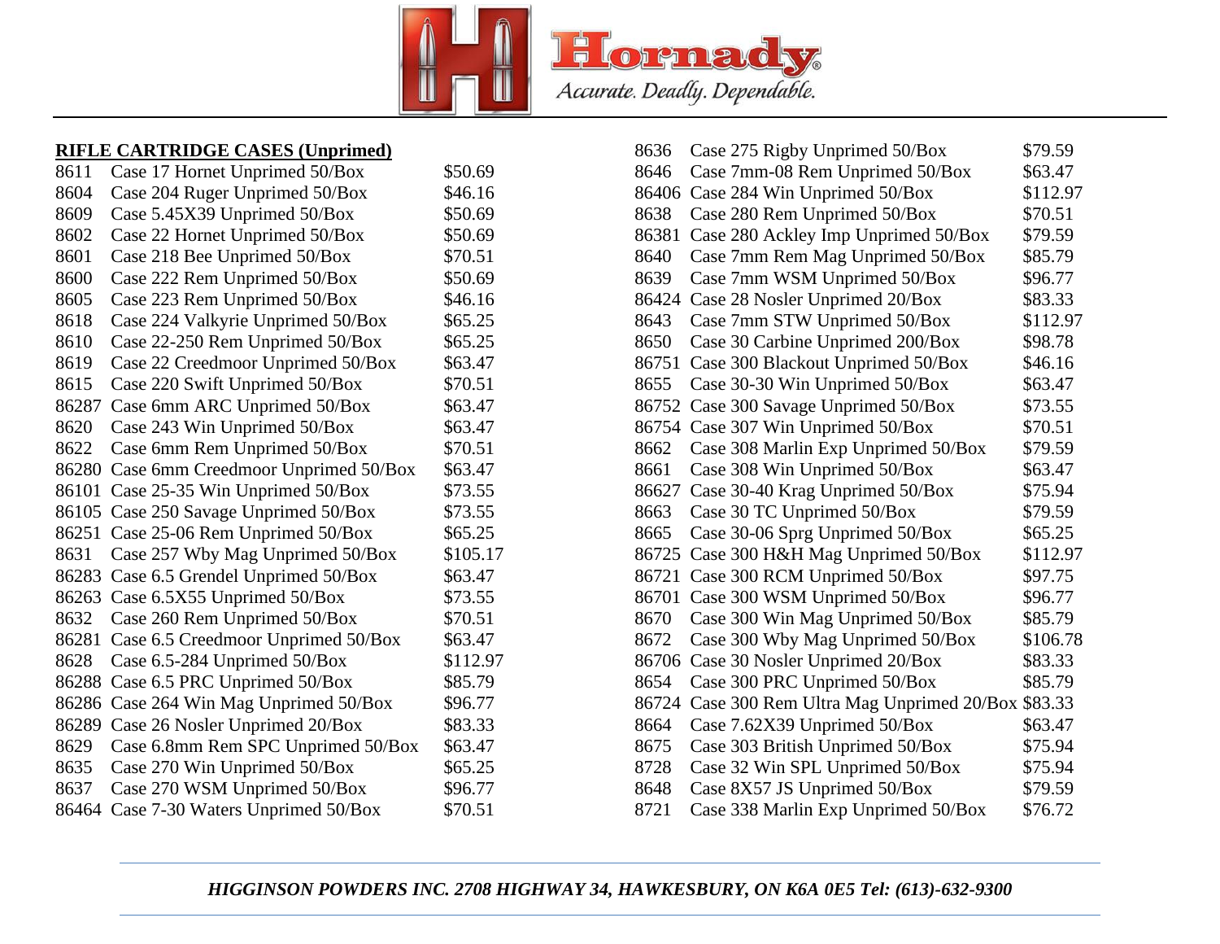Hornady

*Accurate. Deadly. Dependable.*

## RIFLE CARTRIDGE CASES (Unprimed)

| Code | Description | Price |
|---|---|---|
| 8611 | Case 17 Hornet Unprimed 50/Box | $50.69 |
| 8604 | Case 204 Ruger Unprimed 50/Box | $46.16 |
| 8609 | Case 5.45X39 Unprimed 50/Box | $50.69 |
| 8602 | Case 22 Hornet Unprimed 50/Box | $50.69 |
| 8601 | Case 218 Bee Unprimed 50/Box | $70.51 |
| 8600 | Case 222 Rem Unprimed 50/Box | $50.69 |
| 8605 | Case 223 Rem Unprimed 50/Box | $46.16 |
| 8618 | Case 224 Valkyrie Unprimed 50/Box | $65.25 |
| 8610 | Case 22-250 Rem Unprimed 50/Box | $65.25 |
| 8619 | Case 22 Creedmoor Unprimed 50/Box | $63.47 |
| 8615 | Case 220 Swift Unprimed 50/Box | $70.51 |
| 86287 | Case 6mm ARC Unprimed 50/Box | $63.47 |
| 8620 | Case 243 Win Unprimed 50/Box | $63.47 |
| 8622 | Case 6mm Rem Unprimed 50/Box | $70.51 |
| 86280 | Case 6mm Creedmoor Unprimed 50/Box | $63.47 |
| 86101 | Case 25-35 Win Unprimed 50/Box | $73.55 |
| 86105 | Case 250 Savage Unprimed 50/Box | $73.55 |
| 86251 | Case 25-06 Rem Unprimed 50/Box | $65.25 |
| 8631 | Case 257 Wby Mag Unprimed 50/Box | $105.17 |
| 86283 | Case 6.5 Grendel Unprimed 50/Box | $63.47 |
| 86263 | Case 6.5X55 Unprimed 50/Box | $73.55 |
| 8632 | Case 260 Rem Unprimed 50/Box | $70.51 |
| 86281 | Case 6.5 Creedmoor Unprimed 50/Box | $63.47 |
| 8628 | Case 6.5-284 Unprimed 50/Box | $112.97 |
| 86288 | Case 6.5 PRC Unprimed 50/Box | $85.79 |
| 86286 | Case 264 Win Mag Unprimed 50/Box | $96.77 |
| 86289 | Case 26 Nosler Unprimed 20/Box | $83.33 |
| 8629 | Case 6.8mm Rem SPC Unprimed 50/Box | $63.47 |
| 8635 | Case 270 Win Unprimed 50/Box | $65.25 |
| 8637 | Case 270 WSM Unprimed 50/Box | $96.77 |
| 86464 | Case 7-30 Waters Unprimed 50/Box | $70.51 |
| 8636 | Case 275 Rigby Unprimed 50/Box | $79.59 |
| 8646 | Case 7mm-08 Rem Unprimed 50/Box | $63.47 |
| 86406 | Case 284 Win Unprimed 50/Box | $112.97 |
| 8638 | Case 280 Rem Unprimed 50/Box | $70.51 |
| 86381 | Case 280 Ackley Imp Unprimed 50/Box | $79.59 |
| 8640 | Case 7mm Rem Mag Unprimed 50/Box | $85.79 |
| 8639 | Case 7mm WSM Unprimed 50/Box | $96.77 |
| 86424 | Case 28 Nosler Unprimed 20/Box | $83.33 |
| 8643 | Case 7mm STW Unprimed 50/Box | $112.97 |
| 8650 | Case 30 Carbine Unprimed 200/Box | $98.78 |
| 86751 | Case 300 Blackout Unprimed 50/Box | $46.16 |
| 8655 | Case 30-30 Win Unprimed 50/Box | $63.47 |
| 86752 | Case 300 Savage Unprimed 50/Box | $73.55 |
| 86754 | Case 307 Win Unprimed 50/Box | $70.51 |
| 8662 | Case 308 Marlin Exp Unprimed 50/Box | $79.59 |
| 8661 | Case 308 Win Unprimed 50/Box | $63.47 |
| 86627 | Case 30-40 Krag Unprimed 50/Box | $75.94 |
| 8663 | Case 30 TC Unprimed 50/Box | $79.59 |
| 8665 | Case 30-06 Sprg Unprimed 50/Box | $65.25 |
| 86725 | Case 300 H&H Mag Unprimed 50/Box | $112.97 |
| 86721 | Case 300 RCM Unprimed 50/Box | $97.75 |
| 86701 | Case 300 WSM Unprimed 50/Box | $96.77 |
| 8670 | Case 300 Win Mag Unprimed 50/Box | $85.79 |
| 8672 | Case 300 Wby Mag Unprimed 50/Box | $106.78 |
| 86706 | Case 30 Nosler Unprimed 20/Box | $83.33 |
| 8654 | Case 300 PRC Unprimed 50/Box | $85.79 |
| 86724 | Case 300 Rem Ultra Mag Unprimed 20/Box | $83.33 |
| 8664 | Case 7.62X39 Unprimed 50/Box | $63.47 |
| 8675 | Case 303 British Unprimed 50/Box | $75.94 |
| 8728 | Case 32 Win SPL Unprimed 50/Box | $75.94 |
| 8648 | Case 8X57 JS Unprimed 50/Box | $79.59 |
| 8721 | Case 338 Marlin Exp Unprimed 50/Box | $76.72 |

*HIGGINSON POWDERS INC. 2708 HIGHWAY 34, HAWKESBURY, ON K6A 0E5 Tel: (613)-632-9300*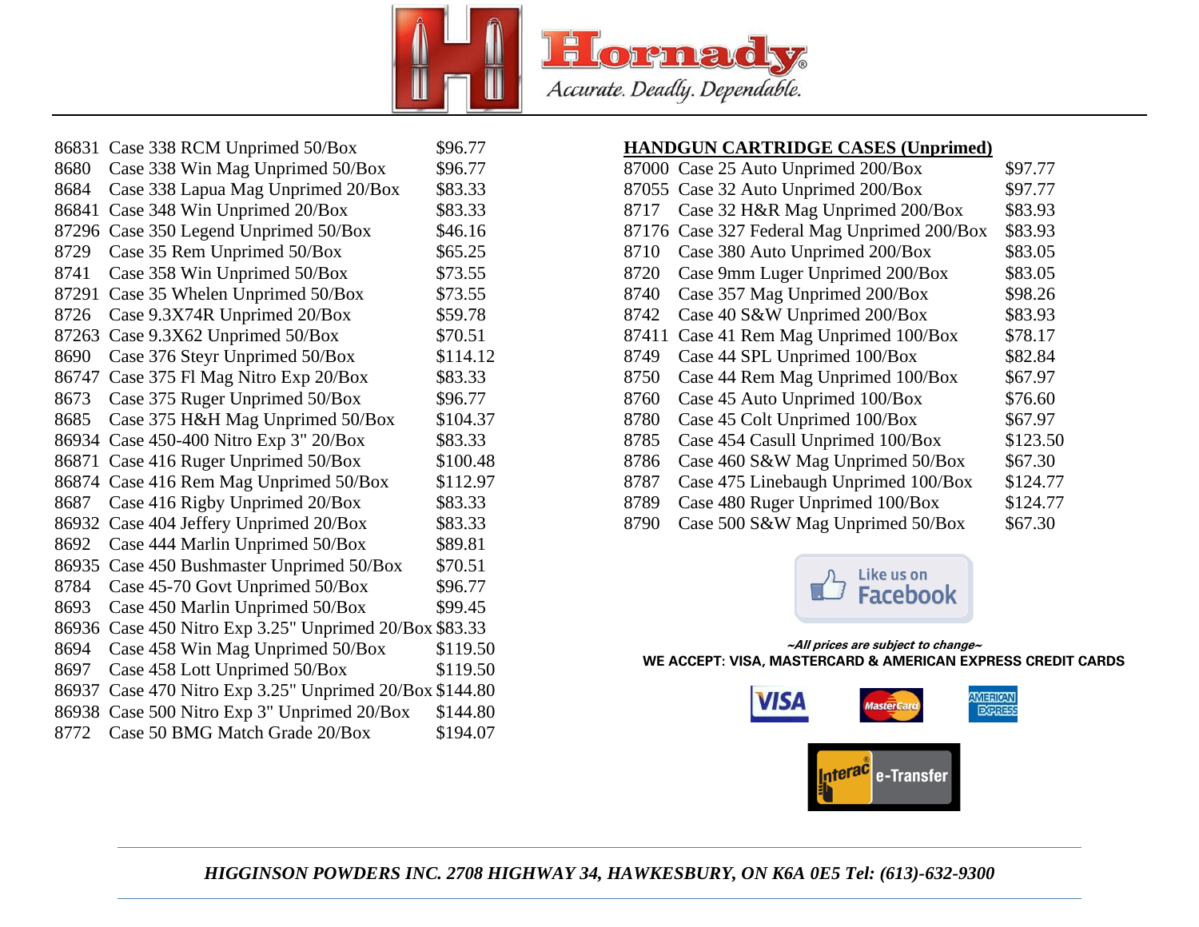Hornady
Accurate. Deadly. Dependable.

| | | |
|---|---|---|
| 86831 | Case 338 RCM Unprimed 50/Box | $96.77 |
| 8680 | Case 338 Win Mag Unprimed 50/Box | $96.77 |
| 8684 | Case 338 Lapua Mag Unprimed 20/Box | $83.33 |
| 86841 | Case 348 Win Unprimed 20/Box | $83.33 |
| 87296 | Case 350 Legend Unprimed 50/Box | $46.16 |
| 8729 | Case 35 Rem Unprimed 50/Box | $65.25 |
| 8741 | Case 358 Win Unprimed 50/Box | $73.55 |
| 87291 | Case 35 Whelen Unprimed 50/Box | $73.55 |
| 8726 | Case 9.3X74R Unprimed 20/Box | $59.78 |
| 87263 | Case 9.3X62 Unprimed 50/Box | $70.51 |
| 8690 | Case 376 Steyr Unprimed 50/Box | $114.12 |
| 86747 | Case 375 Fl Mag Nitro Exp 20/Box | $83.33 |
| 8673 | Case 375 Ruger Unprimed 50/Box | $96.77 |
| 8685 | Case 375 H&H Mag Unprimed 50/Box | $104.37 |
| 86934 | Case 450-400 Nitro Exp 3" 20/Box | $83.33 |
| 86871 | Case 416 Ruger Unprimed 50/Box | $100.48 |
| 86874 | Case 416 Rem Mag Unprimed 50/Box | $112.97 |
| 8687 | Case 416 Rigby Unprimed 20/Box | $83.33 |
| 86932 | Case 404 Jeffery Unprimed 20/Box | $83.33 |
| 8692 | Case 444 Marlin Unprimed 50/Box | $89.81 |
| 86935 | Case 450 Bushmaster Unprimed 50/Box | $70.51 |
| 8784 | Case 45-70 Govt Unprimed 50/Box | $96.77 |
| 8693 | Case 450 Marlin Unprimed 50/Box | $99.45 |
| 86936 | Case 450 Nitro Exp 3.25" Unprimed 20/Box | $83.33 |
| 8694 | Case 458 Win Mag Unprimed 50/Box | $119.50 |
| 8697 | Case 458 Lott Unprimed 50/Box | $119.50 |
| 86937 | Case 470 Nitro Exp 3.25" Unprimed 20/Box | $144.80 |
| 86938 | Case 500 Nitro Exp 3" Unprimed 20/Box | $144.80 |
| 8772 | Case 50 BMG Match Grade 20/Box | $194.07 |

## HANDGUN CARTRIDGE CASES (Unprimed)

| | | |
|---|---|---|
| 87000 | Case 25 Auto Unprimed 200/Box | $97.77 |
| 87055 | Case 32 Auto Unprimed 200/Box | $97.77 |
| 8717 | Case 32 H&R Mag Unprimed 200/Box | $83.93 |
| 87176 | Case 327 Federal Mag Unprimed 200/Box | $83.93 |
| 8710 | Case 380 Auto Unprimed 200/Box | $83.05 |
| 8720 | Case 9mm Luger Unprimed 200/Box | $83.05 |
| 8740 | Case 357 Mag Unprimed 200/Box | $98.26 |
| 8742 | Case 40 S&W Unprimed 200/Box | $83.93 |
| 87411 | Case 41 Rem Mag Unprimed 100/Box | $78.17 |
| 8749 | Case 44 SPL Unprimed 100/Box | $82.84 |
| 8750 | Case 44 Rem Mag Unprimed 100/Box | $67.97 |
| 8760 | Case 45 Auto Unprimed 100/Box | $76.60 |
| 8780 | Case 45 Colt Unprimed 100/Box | $67.97 |
| 8785 | Case 454 Casull Unprimed 100/Box | $123.50 |
| 8786 | Case 460 S&W Mag Unprimed 50/Box | $67.30 |
| 8787 | Case 475 Linebaugh Unprimed 100/Box | $124.77 |
| 8789 | Case 480 Ruger Unprimed 100/Box | $124.77 |
| 8790 | Case 500 S&W Mag Unprimed 50/Box | $67.30 |

Like us on Facebook

*~All prices are subject to change~*

**WE ACCEPT: VISA, MASTERCARD & AMERICAN EXPRESS CREDIT CARDS**

VISA MasterCard AMERICAN EXPRESS

Interac e-Transfer

*HIGGINSON POWDERS INC. 2708 HIGHWAY 34, HAWKESBURY, ON K6A 0E5 Tel: (613)-632-9300*